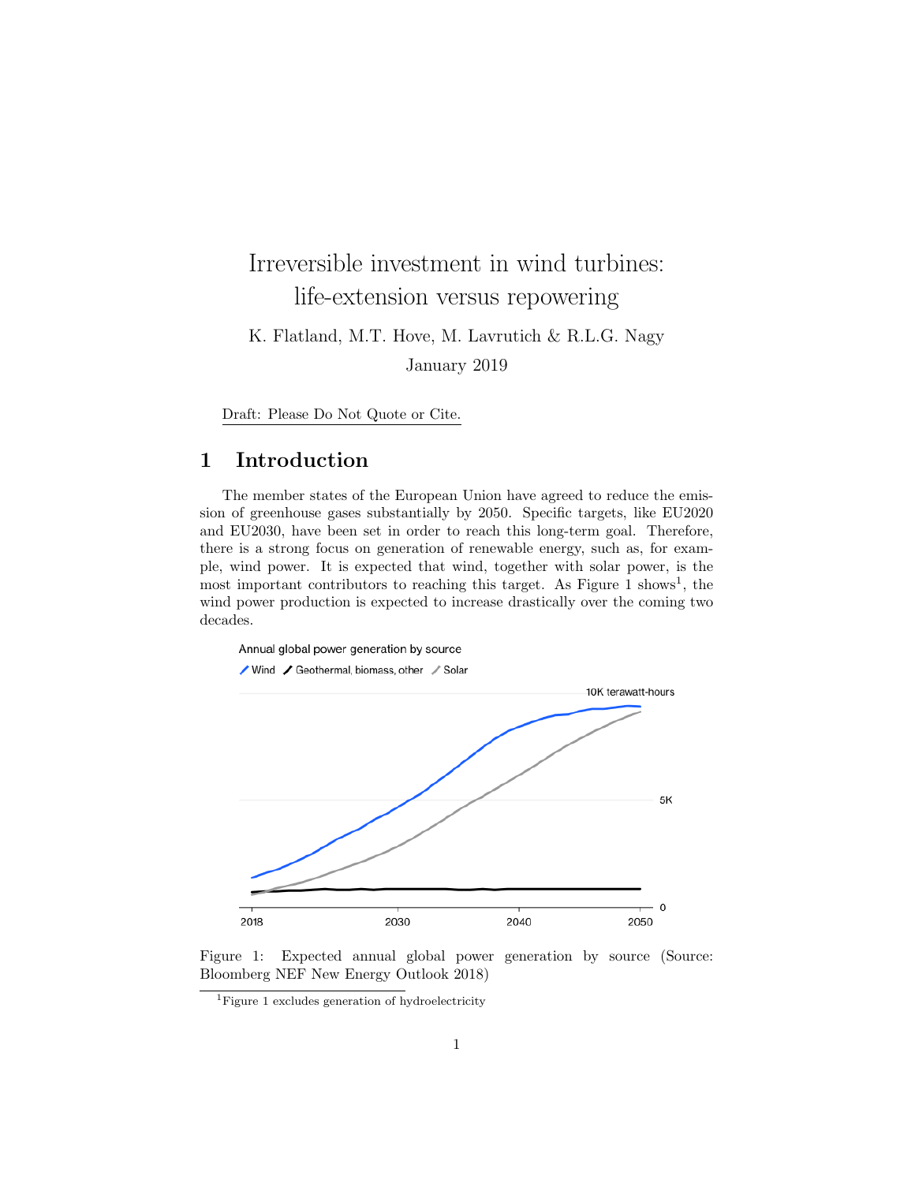# Irreversible investment in wind turbines: life-extension versus repowering

K. Flatland, M.T. Hove, M. Lavrutich & R.L.G. Nagy

January 2019

Draft: Please Do Not Quote or Cite.

## 1 Introduction

The member states of the European Union have agreed to reduce the emission of greenhouse gases substantially by 2050. Specific targets, like EU2020 and EU2030, have been set in order to reach this long-term goal. Therefore, there is a strong focus on generation of renewable energy, such as, for example, wind power. It is expected that wind, together with solar power, is the most important contributors to reaching this target. As Figure 1 shows[1], the wind power production is expected to increase drastically over the coming two decades.

Figure 1: Expected annual global power generation by source (Source: Bloomberg NEF New Energy Outlook 2018)

[1] Figure 1 excludes generation of hydroelectricity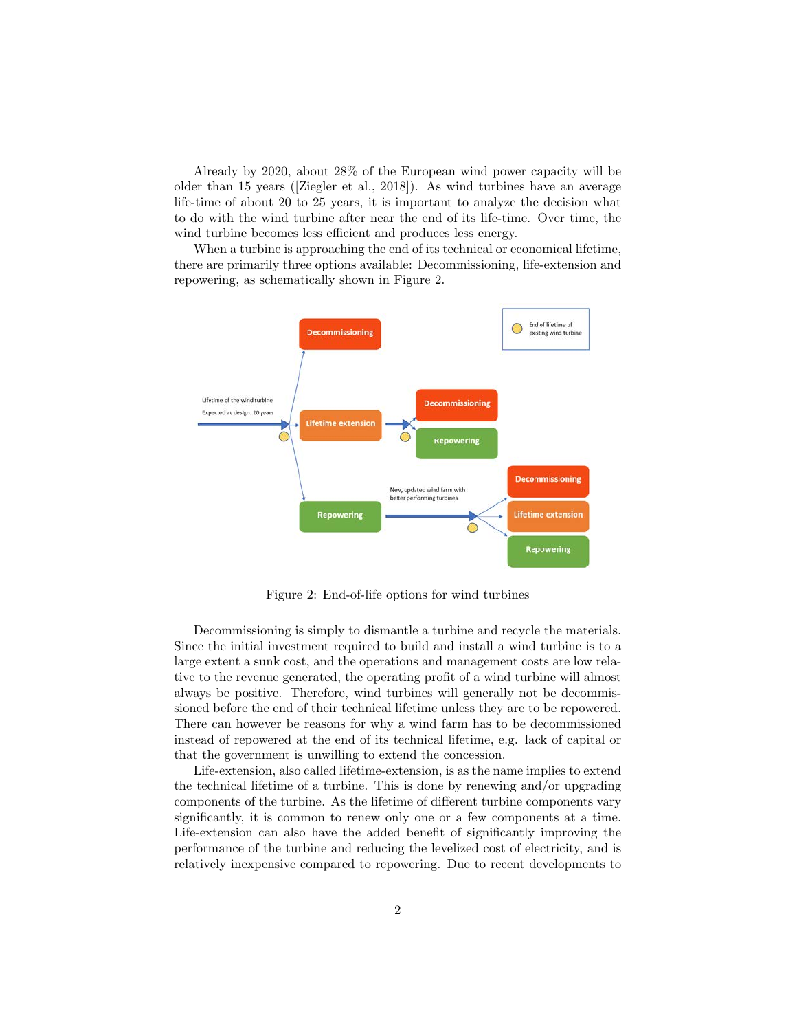Already by 2020, about 28% of the European wind power capacity will be older than 15 years ([Ziegler et al., 2018]). As wind turbines have an average life-time of about 20 to 25 years, it is important to analyze the decision what to do with the wind turbine after near the end of its life-time. Over time, the wind turbine becomes less efficient and produces less energy.

When a turbine is approaching the end of its technical or economical lifetime, there are primarily three options available: Decommissioning, life-extension and repowering, as schematically shown in Figure 2.

Figure 2: End-of-life options for wind turbines

Decommissioning is simply to dismantle a turbine and recycle the materials. Since the initial investment required to build and install a wind turbine is to a large extent a sunk cost, and the operations and management costs are low relative to the revenue generated, the operating profit of a wind turbine will almost always be positive. Therefore, wind turbines will generally not be decommissioned before the end of their technical lifetime unless they are to be repowered. There can however be reasons for why a wind farm has to be decommissioned instead of repowered at the end of its technical lifetime, e.g. lack of capital or that the government is unwilling to extend the concession.

Life-extension, also called lifetime-extension, is as the name implies to extend the technical lifetime of a turbine. This is done by renewing and/or upgrading components of the turbine. As the lifetime of different turbine components vary significantly, it is common to renew only one or a few components at a time. Life-extension can also have the added benefit of significantly improving the performance of the turbine and reducing the levelized cost of electricity, and is relatively inexpensive compared to repowering. Due to recent developments to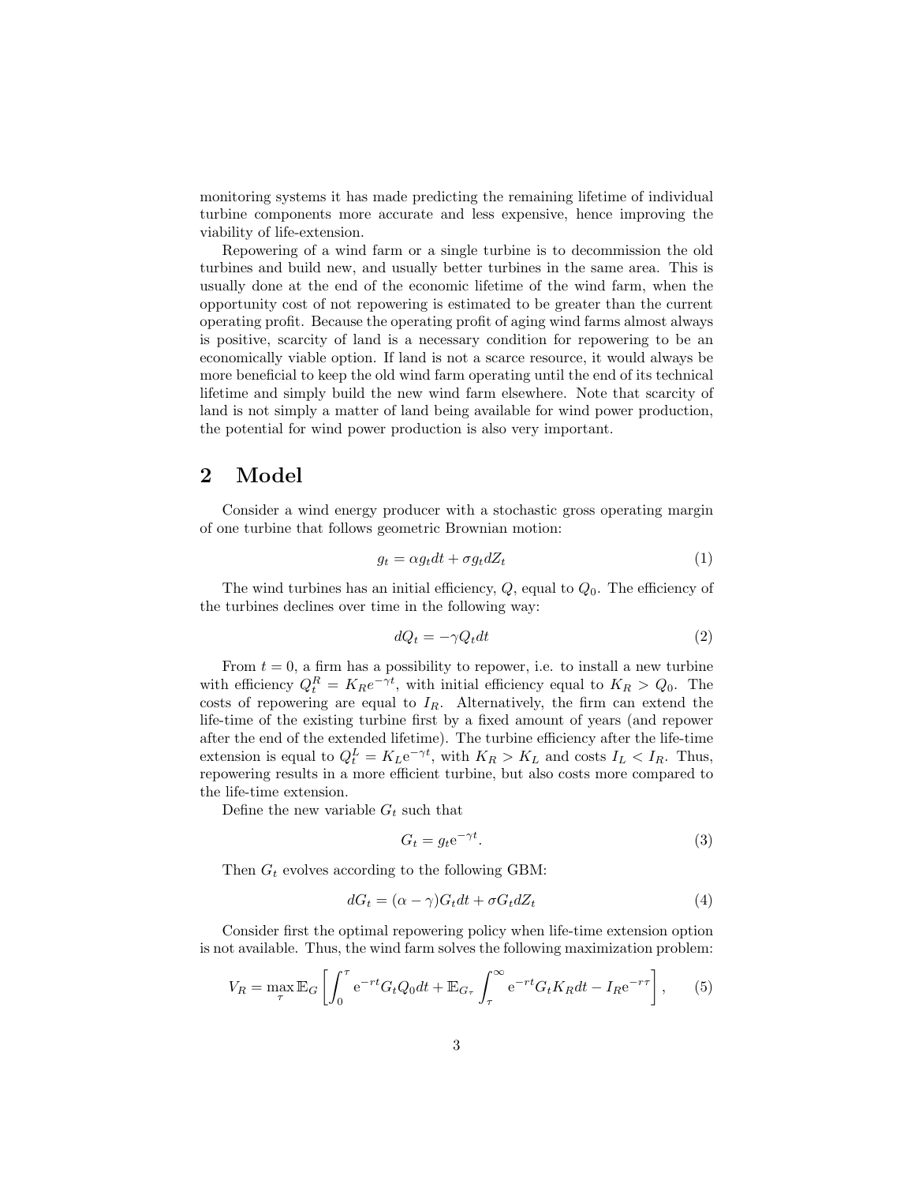monitoring systems it has made predicting the remaining lifetime of individual turbine components more accurate and less expensive, hence improving the viability of life-extension.

Repowering of a wind farm or a single turbine is to decommission the old turbines and build new, and usually better turbines in the same area. This is usually done at the end of the economic lifetime of the wind farm, when the opportunity cost of not repowering is estimated to be greater than the current operating profit. Because the operating profit of aging wind farms almost always is positive, scarcity of land is a necessary condition for repowering to be an economically viable option. If land is not a scarce resource, it would always be more beneficial to keep the old wind farm operating until the end of its technical lifetime and simply build the new wind farm elsewhere. Note that scarcity of land is not simply a matter of land being available for wind power production, the potential for wind power production is also very important.

## 2 Model

Consider a wind energy producer with a stochastic gross operating margin of one turbine that follows geometric Brownian motion:

$$g_t = \alpha g_t dt + \sigma g_t dZ_t \tag{1}$$

The wind turbines has an initial efficiency, $Q$, equal to $Q_0$. The efficiency of the turbines declines over time in the following way:

$$dQ_t = -\gamma Q_t dt \tag{2}$$

From $t = 0$, a firm has a possibility to repower, i.e. to install a new turbine with efficiency $Q_t^R = K_R e^{-\gamma t}$, with initial efficiency equal to $K_R > Q_0$. The costs of repowering are equal to $I_R$. Alternatively, the firm can extend the life-time of the existing turbine first by a fixed amount of years (and repower after the end of the extended lifetime). The turbine efficiency after the life-time extension is equal to $Q_t^L = K_L \mathrm{e}^{-\gamma t}$, with $K_R > K_L$ and costs $I_L < I_R$. Thus, repowering results in a more efficient turbine, but also costs more compared to the life-time extension.

Define the new variable $G_t$ such that

$$G_t = g_t \mathrm{e}^{-\gamma t}. \tag{3}$$

Then $G_t$ evolves according to the following GBM:

$$dG_t = (\alpha - \gamma) G_t dt + \sigma G_t dZ_t \tag{4}$$

Consider first the optimal repowering policy when life-time extension option is not available. Thus, the wind farm solves the following maximization problem:

$$V_R = \max_{\tau} \mathbb{E}_G \left[ \int_0^{\tau} \mathrm{e}^{-rt} G_t Q_0 dt + \mathbb{E}_{G_\tau} \int_{\tau}^{\infty} \mathrm{e}^{-rt} G_t K_R dt - I_R \mathrm{e}^{-r\tau} \right], \tag{5}$$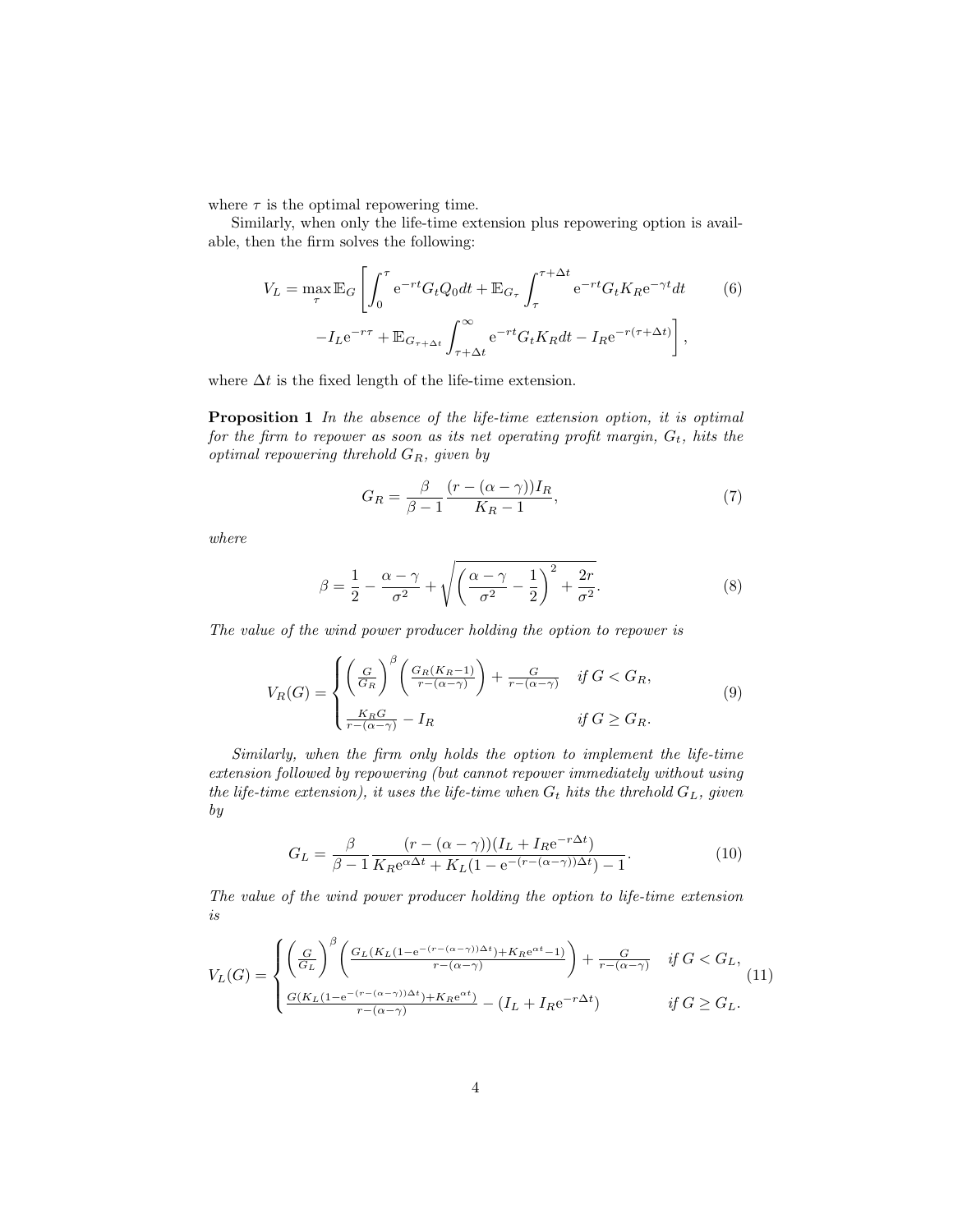where $\tau$ is the optimal repowering time.

Similarly, when only the life-time extension plus repowering option is available, then the firm solves the following:

$$V_L = \max_{\tau} \mathbb{E}_G \left[ \int_0^{\tau} \mathrm{e}^{-rt} G_t Q_0 dt + \mathbb{E}_{G_\tau} \int_{\tau}^{\tau+\Delta t} \mathrm{e}^{-rt} G_t K_R \mathrm{e}^{-\gamma t} dt \right. \tag{6}$$
$$\left. - I_L \mathrm{e}^{-r\tau} + \mathbb{E}_{G_{\tau+\Delta t}} \int_{\tau+\Delta t}^{\infty} \mathrm{e}^{-rt} G_t K_R dt - I_R \mathrm{e}^{-r(\tau+\Delta t)} \right],$$

where $\Delta t$ is the fixed length of the life-time extension.

**Proposition 1** *In the absence of the life-time extension option, it is optimal for the firm to repower as soon as its net operating profit margin, $G_t$, hits the optimal repowering threhold $G_R$, given by*

$$G_R = \frac{\beta}{\beta - 1} \frac{(r - (\alpha - \gamma)) I_R}{K_R - 1}, \tag{7}$$

*where*

$$\beta = \frac{1}{2} - \frac{\alpha - \gamma}{\sigma^2} + \sqrt{\left( \frac{\alpha - \gamma}{\sigma^2} - \frac{1}{2} \right)^2 + \frac{2r}{\sigma^2}}. \tag{8}$$

*The value of the wind power producer holding the option to repower is*

$$V_R(G) = \begin{cases} \left( \frac{G}{G_R} \right)^{\beta} \left( \frac{G_R(K_R - 1)}{r - (\alpha - \gamma)} \right) + \frac{G}{r - (\alpha - \gamma)} & \text{if } G < G_R, \\ \frac{K_R G}{r - (\alpha - \gamma)} - I_R & \text{if } G \geq G_R. \end{cases} \tag{9}$$

*Similarly, when the firm only holds the option to implement the life-time extension followed by repowering (but cannot repower immediately without using the life-time extension), it uses the life-time when $G_t$ hits the threhold $G_L$, given by*

$$G_L = \frac{\beta}{\beta - 1} \frac{(r - (\alpha - \gamma))(I_L + I_R \mathrm{e}^{-r\Delta t})}{K_R \mathrm{e}^{\alpha \Delta t} + K_L(1 - \mathrm{e}^{-(r - (\alpha - \gamma))\Delta t}) - 1}. \tag{10}$$

*The value of the wind power producer holding the option to life-time extension is*

$$V_L(G) = \begin{cases} \left( \frac{G}{G_L} \right)^{\beta} \left( \frac{G_L(K_L(1 - \mathrm{e}^{-(r - (\alpha - \gamma))\Delta t}) + K_R \mathrm{e}^{\alpha t} - 1)}{r - (\alpha - \gamma)} \right) + \frac{G}{r - (\alpha - \gamma)} & \text{if } G < G_L, \\ \frac{G(K_L(1 - \mathrm{e}^{-(r - (\alpha - \gamma))\Delta t}) + K_R \mathrm{e}^{\alpha t})}{r - (\alpha - \gamma)} - (I_L + I_R \mathrm{e}^{-r\Delta t}) & \text{if } G \geq G_L. \end{cases} \tag{11}$$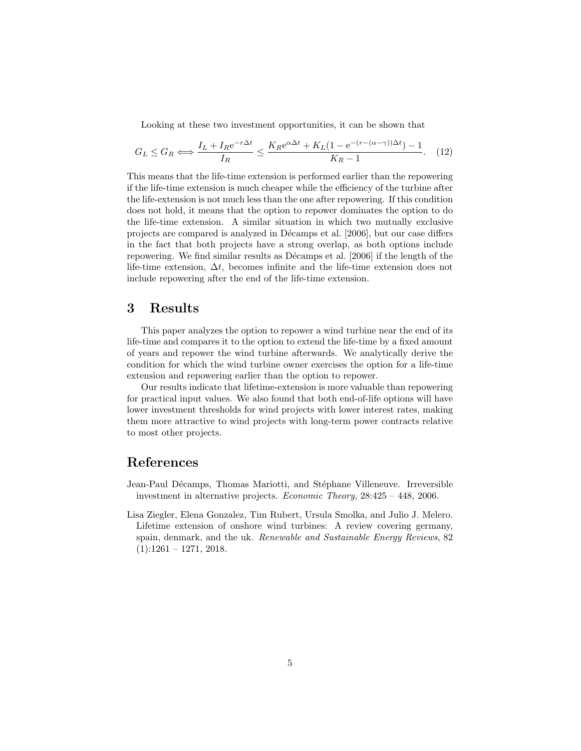Looking at these two investment opportunities, it can be shown that

$$G_L \leq G_R \Longleftrightarrow \frac{I_L + I_R \mathrm{e}^{-r\Delta t}}{I_R} \leq \frac{K_R \mathrm{e}^{\alpha \Delta t} + K_L(1 - \mathrm{e}^{-(r-(\alpha-\gamma))\Delta t}) - 1}{K_R - 1}. \quad (12)$$

This means that the life-time extension is performed earlier than the repowering if the life-time extension is much cheaper while the efficiency of the turbine after the life-extension is not much less than the one after repowering. If this condition does not hold, it means that the option to repower dominates the option to do the life-time extension. A similar situation in which two mutually exclusive projects are compared is analyzed in Décamps et al. [2006], but our case differs in the fact that both projects have a strong overlap, as both options include repowering. We find similar results as Décamps et al. [2006] if the length of the life-time extension, $\Delta t$, becomes infinite and the life-time extension does not include repowering after the end of the life-time extension.

# 3 Results

This paper analyzes the option to repower a wind turbine near the end of its life-time and compares it to the option to extend the life-time by a fixed amount of years and repower the wind turbine afterwards. We analytically derive the condition for which the wind turbine owner exercises the option for a life-time extension and repowering earlier than the option to repower.

Our results indicate that lifetime-extension is more valuable than repowering for practical input values. We also found that both end-of-life options will have lower investment thresholds for wind projects with lower interest rates, making them more attractive to wind projects with long-term power contracts relative to most other projects.

# References

Jean-Paul Décamps, Thomas Mariotti, and Stéphane Villeneuve. Irreversible investment in alternative projects. *Economic Theory*, 28:425 – 448, 2006.

Lisa Ziegler, Elena Gonzalez, Tim Rubert, Ursula Smolka, and Julio J. Melero. Lifetime extension of onshore wind turbines: A review covering germany, spain, denmark, and the uk. *Renewable and Sustainable Energy Reviews*, 82 (1):1261 – 1271, 2018.